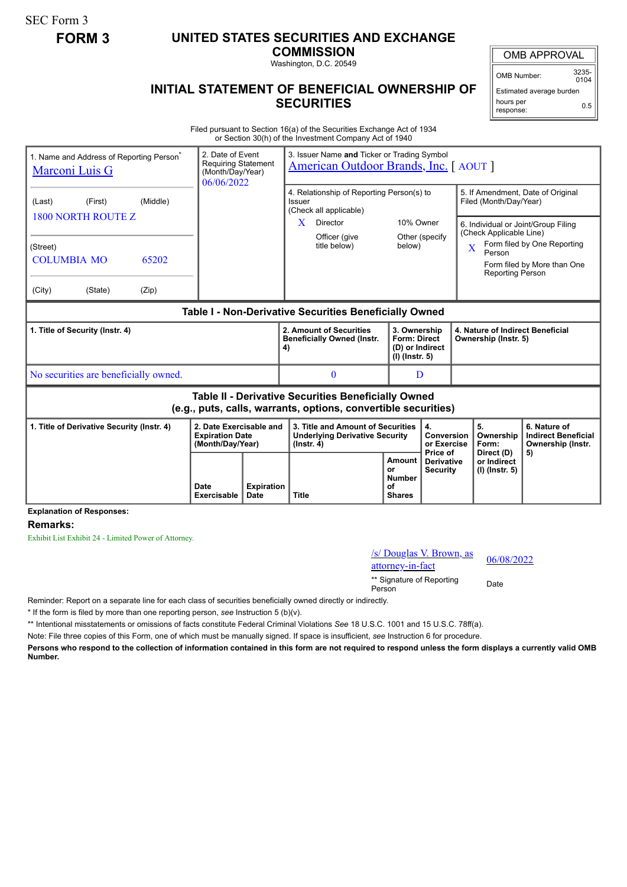SEC Form 3

**FORM 3**

# UNITED STATES SECURITIES AND EXCHANGE COMMISSION

Washington, D.C. 20549

## INITIAL STATEMENT OF BENEFICIAL OWNERSHIP OF SECURITIES

| OMB APPROVAL | |
|---|---|
| OMB Number: | 3235-0104 |
| Estimated average burden hours per response: | 0.5 |

Filed pursuant to Section 16(a) of the Securities Exchange Act of 1934 or Section 30(h) of the Investment Company Act of 1940

| 1. Name and Address of Reporting Person* | 2. Date of Event Requiring Statement (Month/Day/Year) | 3. Issuer Name and Ticker or Trading Symbol |
|---|---|---|
| Marconi Luis G | 06/06/2022 | American Outdoor Brands, Inc. [ AOUT ] |
| (Last) (First) (Middle)<br>1800 NORTH ROUTE Z | | 4. Relationship of Reporting Person(s) to Issuer (Check all applicable)<br>X Director<br>10% Owner<br>Officer (give title below)<br>Other (specify below) |
| (Street)<br>COLUMBIA MO 65202 | | 5. If Amendment, Date of Original Filed (Month/Day/Year) |
| (City) (State) (Zip) | | 6. Individual or Joint/Group Filing (Check Applicable Line)<br>X Form filed by One Reporting Person<br>Form filed by More than One Reporting Person |

**Table I - Non-Derivative Securities Beneficially Owned**

| 1. Title of Security (Instr. 4) | 2. Amount of Securities Beneficially Owned (Instr. 4) | 3. Ownership Form: Direct (D) or Indirect (I) (Instr. 5) | 4. Nature of Indirect Beneficial Ownership (Instr. 5) |
|---|---|---|---|
| No securities are beneficially owned. | 0 | D | |

**Table II - Derivative Securities Beneficially Owned (e.g., puts, calls, warrants, options, convertible securities)**

| 1. Title of Derivative Security (Instr. 4) | 2. Date Exercisable and Expiration Date (Month/Day/Year) | | 3. Title and Amount of Securities Underlying Derivative Security (Instr. 4) | | 4. Conversion or Exercise Price of Derivative Security | 5. Ownership Form: Direct (D) or Indirect (I) (Instr. 5) | 6. Nature of Indirect Beneficial Ownership (Instr. 5) |
|---|---|---|---|---|---|---|---|
| | Date Exercisable | Expiration Date | Title | Amount or Number of Shares | | | |

**Explanation of Responses:**

**Remarks:**

Exhibit List Exhibit 24 - Limited Power of Attorney.

| /s/ Douglas V. Brown, as attorney-in-fact | 06/08/2022 |
|---|---|
| ** Signature of Reporting Person | Date |

Reminder: Report on a separate line for each class of securities beneficially owned directly or indirectly.

\* If the form is filed by more than one reporting person, *see* Instruction 5 (b)(v).

\*\* Intentional misstatements or omissions of facts constitute Federal Criminal Violations *See* 18 U.S.C. 1001 and 15 U.S.C. 78ff(a).

Note: File three copies of this Form, one of which must be manually signed. If space is insufficient, *see* Instruction 6 for procedure.

**Persons who respond to the collection of information contained in this form are not required to respond unless the form displays a currently valid OMB Number.**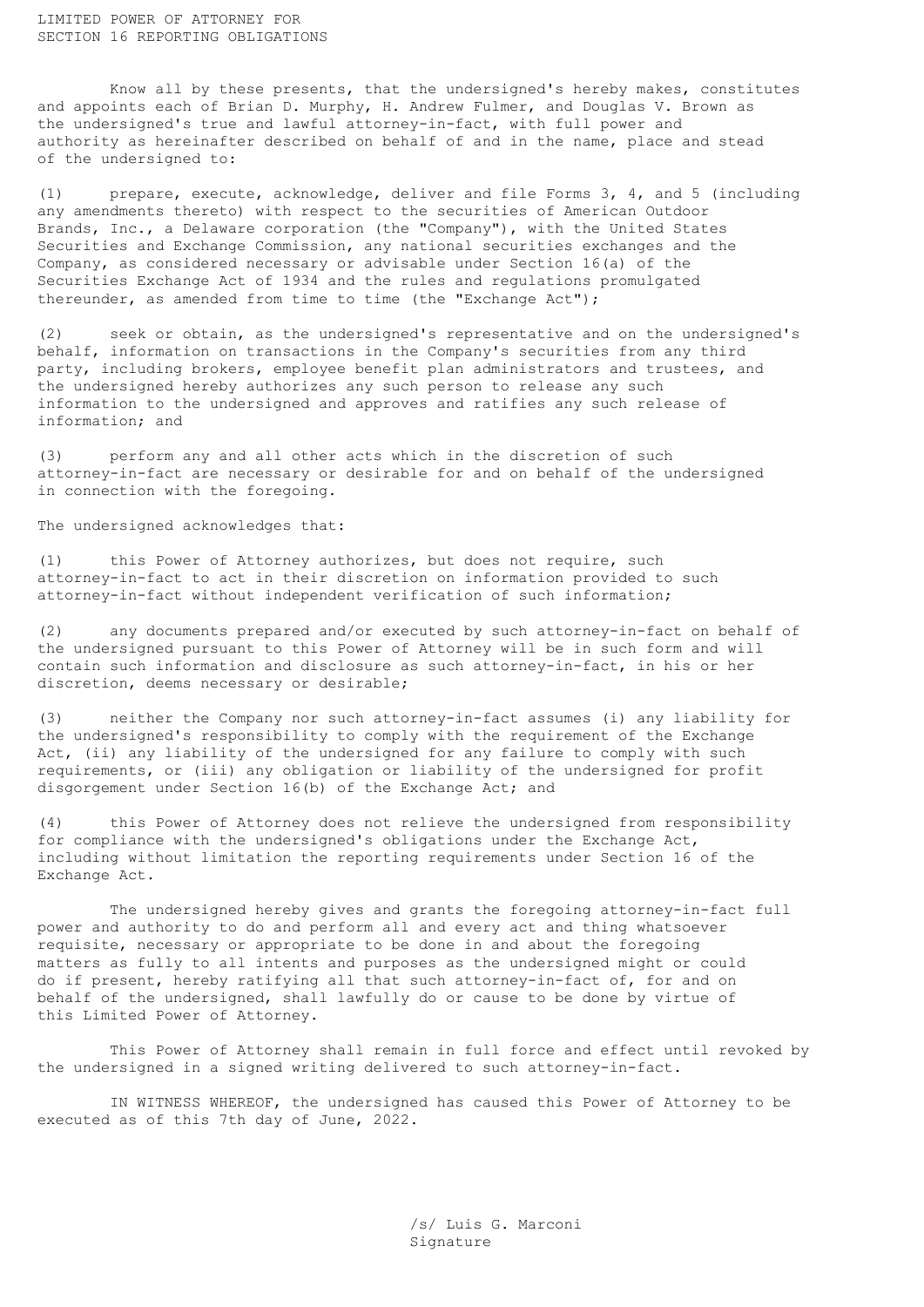# LIMITED POWER OF ATTORNEY FOR SECTION 16 REPORTING OBLIGATIONS

Know all by these presents, that the undersigned's hereby makes, constitutes and appoints each of Brian D. Murphy, H. Andrew Fulmer, and Douglas V. Brown as the undersigned's true and lawful attorney-in-fact, with full power and authority as hereinafter described on behalf of and in the name, place and stead of the undersigned to:

(1) prepare, execute, acknowledge, deliver and file Forms 3, 4, and 5 (including any amendments thereto) with respect to the securities of American Outdoor Brands, Inc., a Delaware corporation (the "Company"), with the United States Securities and Exchange Commission, any national securities exchanges and the Company, as considered necessary or advisable under Section 16(a) of the Securities Exchange Act of 1934 and the rules and regulations promulgated thereunder, as amended from time to time (the "Exchange Act");

(2) seek or obtain, as the undersigned's representative and on the undersigned's behalf, information on transactions in the Company's securities from any third party, including brokers, employee benefit plan administrators and trustees, and the undersigned hereby authorizes any such person to release any such information to the undersigned and approves and ratifies any such release of information; and

(3) perform any and all other acts which in the discretion of such attorney-in-fact are necessary or desirable for and on behalf of the undersigned in connection with the foregoing.

The undersigned acknowledges that:

(1) this Power of Attorney authorizes, but does not require, such attorney-in-fact to act in their discretion on information provided to such attorney-in-fact without independent verification of such information;

(2) any documents prepared and/or executed by such attorney-in-fact on behalf of the undersigned pursuant to this Power of Attorney will be in such form and will contain such information and disclosure as such attorney-in-fact, in his or her discretion, deems necessary or desirable;

(3) neither the Company nor such attorney-in-fact assumes (i) any liability for the undersigned's responsibility to comply with the requirement of the Exchange Act, (ii) any liability of the undersigned for any failure to comply with such requirements, or (iii) any obligation or liability of the undersigned for profit disgorgement under Section 16(b) of the Exchange Act; and

(4) this Power of Attorney does not relieve the undersigned from responsibility for compliance with the undersigned's obligations under the Exchange Act, including without limitation the reporting requirements under Section 16 of the Exchange Act.

The undersigned hereby gives and grants the foregoing attorney-in-fact full power and authority to do and perform all and every act and thing whatsoever requisite, necessary or appropriate to be done in and about the foregoing matters as fully to all intents and purposes as the undersigned might or could do if present, hereby ratifying all that such attorney-in-fact of, for and on behalf of the undersigned, shall lawfully do or cause to be done by virtue of this Limited Power of Attorney.

This Power of Attorney shall remain in full force and effect until revoked by the undersigned in a signed writing delivered to such attorney-in-fact.

IN WITNESS WHEREOF, the undersigned has caused this Power of Attorney to be executed as of this 7th day of June, 2022.

/s/ Luis G. Marconi
Signature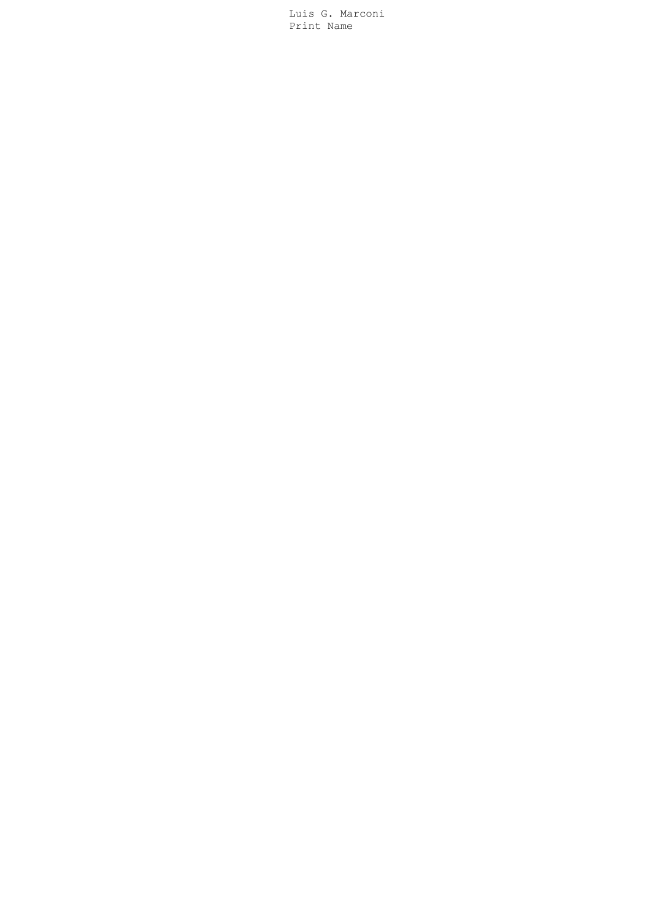Luis G. Marconi
Print Name